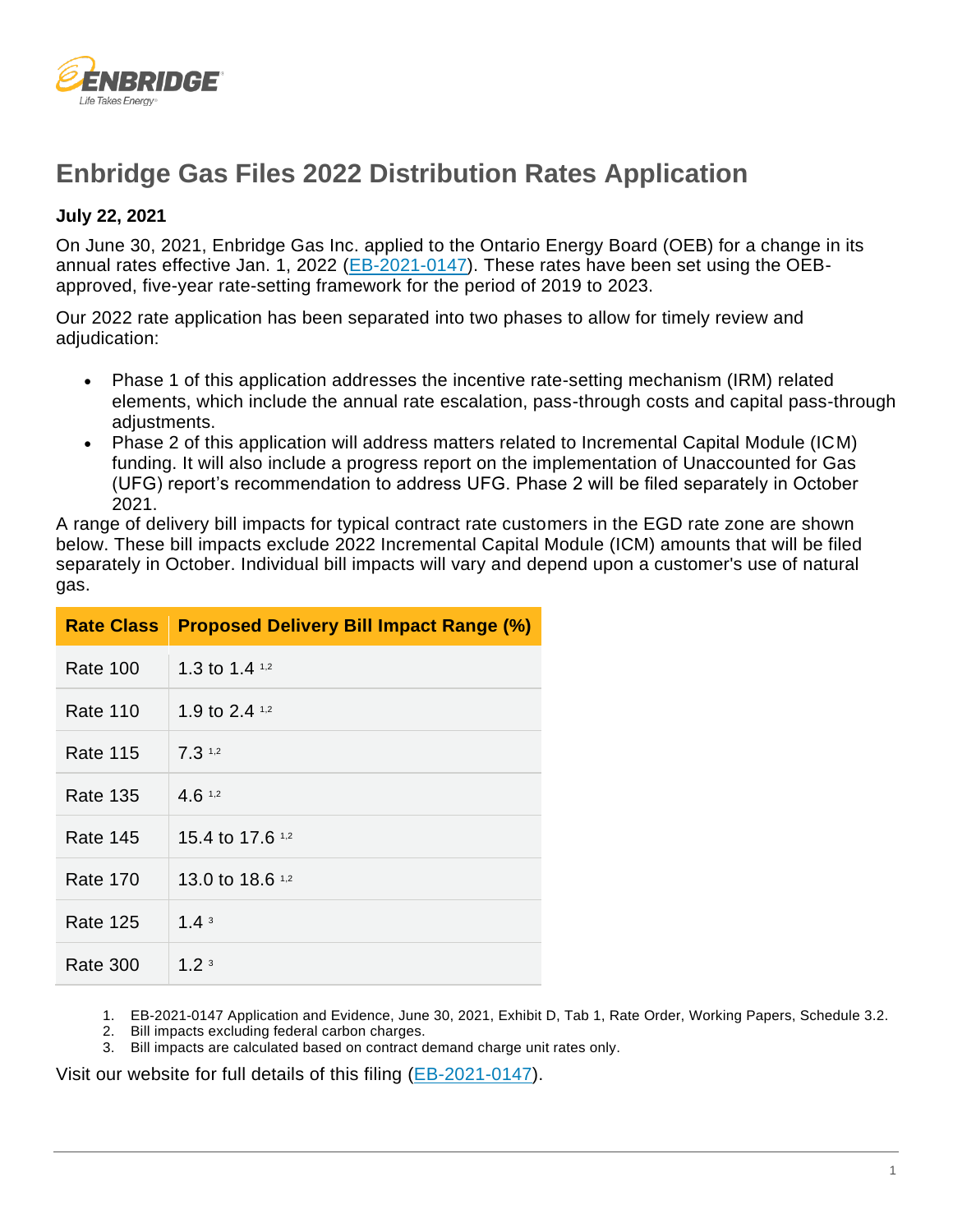# Enbridge Gas Files 2022 Distribution Rates Application

**July 22, 2021**

On June 30, 2021, Enbridge Gas Inc. applied to the Ontario Energy Board (OEB) for a change in its annual rates effective Jan. 1, 2022 ([EB-2021-0147](EB-2021-0147)). These rates have been set using the OEB-approved, five-year rate-setting framework for the period of 2019 to 2023.

Our 2022 rate application has been separated into two phases to allow for timely review and adjudication:

- Phase 1 of this application addresses the incentive rate-setting mechanism (IRM) related elements, which include the annual rate escalation, pass-through costs and capital pass-through adjustments.
- Phase 2 of this application will address matters related to Incremental Capital Module (ICM) funding. It will also include a progress report on the implementation of Unaccounted for Gas (UFG) report's recommendation to address UFG. Phase 2 will be filed separately in October 2021.

A range of delivery bill impacts for typical contract rate customers in the EGD rate zone are shown below. These bill impacts exclude 2022 Incremental Capital Module (ICM) amounts that will be filed separately in October. Individual bill impacts will vary and depend upon a customer's use of natural gas.

| Rate Class | Proposed Delivery Bill Impact Range (%) |
|---|---|
| Rate 100 | 1.3 to 1.4 [1,2] |
| Rate 110 | 1.9 to 2.4 [1,2] |
| Rate 115 | 7.3 [1,2] |
| Rate 135 | 4.6 [1,2] |
| Rate 145 | 15.4 to 17.6 [1,2] |
| Rate 170 | 13.0 to 18.6 [1,2] |
| Rate 125 | 1.4 [3] |
| Rate 300 | 1.2 [3] |

1. EB-2021-0147 Application and Evidence, June 30, 2021, Exhibit D, Tab 1, Rate Order, Working Papers, Schedule 3.2.
2. Bill impacts excluding federal carbon charges.
3. Bill impacts are calculated based on contract demand charge unit rates only.

Visit our website for full details of this filing ([EB-2021-0147](EB-2021-0147)).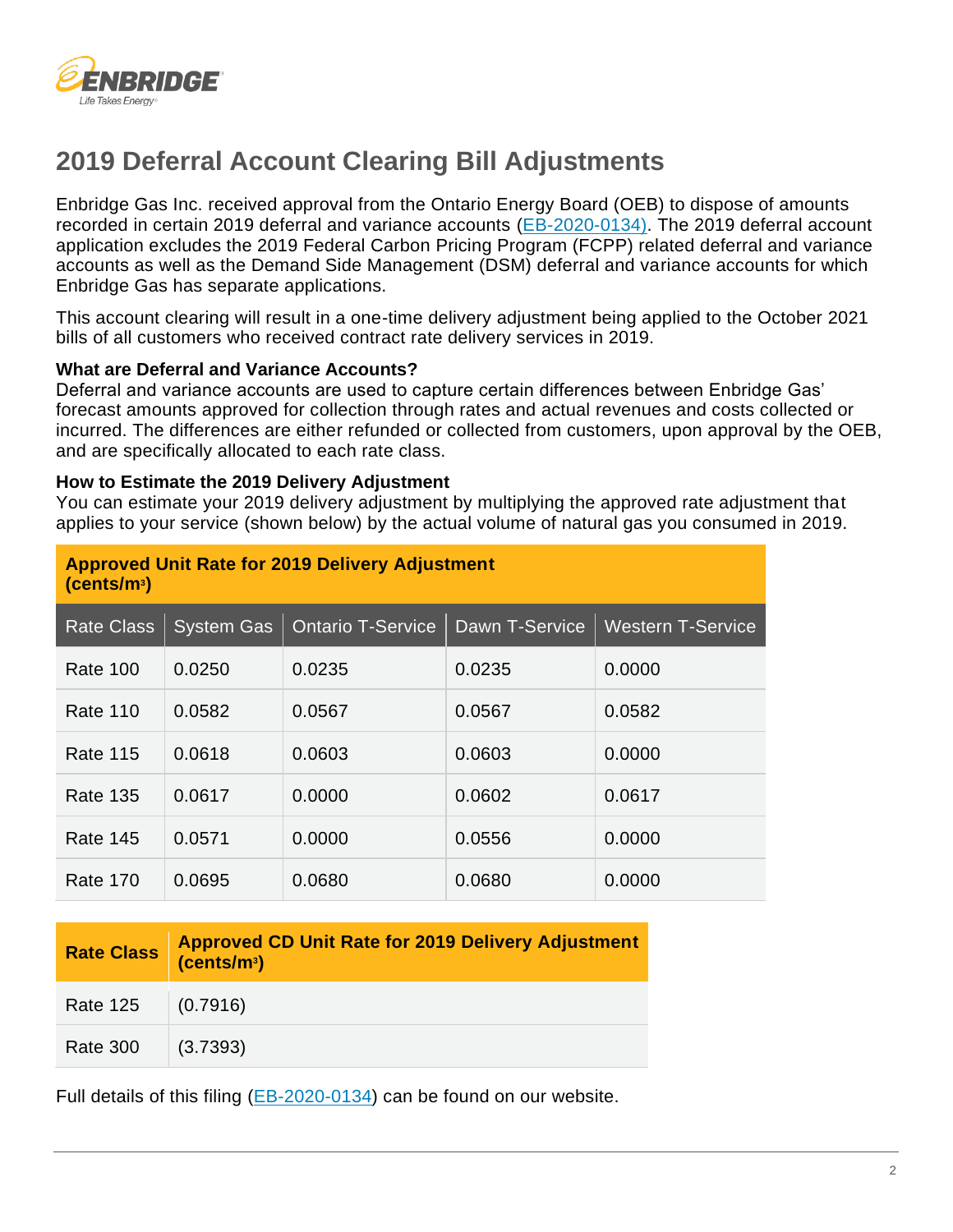# 2019 Deferral Account Clearing Bill Adjustments

Enbridge Gas Inc. received approval from the Ontario Energy Board (OEB) to dispose of amounts recorded in certain 2019 deferral and variance accounts (EB-2020-0134). The 2019 deferral account application excludes the 2019 Federal Carbon Pricing Program (FCPP) related deferral and variance accounts as well as the Demand Side Management (DSM) deferral and variance accounts for which Enbridge Gas has separate applications.

This account clearing will result in a one-time delivery adjustment being applied to the October 2021 bills of all customers who received contract rate delivery services in 2019.

**What are Deferral and Variance Accounts?**

Deferral and variance accounts are used to capture certain differences between Enbridge Gas' forecast amounts approved for collection through rates and actual revenues and costs collected or incurred. The differences are either refunded or collected from customers, upon approval by the OEB, and are specifically allocated to each rate class.

**How to Estimate the 2019 Delivery Adjustment**

You can estimate your 2019 delivery adjustment by multiplying the approved rate adjustment that applies to your service (shown below) by the actual volume of natural gas you consumed in 2019.

**Approved Unit Rate for 2019 Delivery Adjustment (cents/$m^3$)**

| Rate Class | System Gas | Ontario T-Service | Dawn T-Service | Western T-Service |
|---|---|---|---|---|
| Rate 100 | 0.0250 | 0.0235 | 0.0235 | 0.0000 |
| Rate 110 | 0.0582 | 0.0567 | 0.0567 | 0.0582 |
| Rate 115 | 0.0618 | 0.0603 | 0.0603 | 0.0000 |
| Rate 135 | 0.0617 | 0.0000 | 0.0602 | 0.0617 |
| Rate 145 | 0.0571 | 0.0000 | 0.0556 | 0.0000 |
| Rate 170 | 0.0695 | 0.0680 | 0.0680 | 0.0000 |

| Rate Class | Approved CD Unit Rate for 2019 Delivery Adjustment (cents/$m^3$) |
|---|---|
| Rate 125 | (0.7916) |
| Rate 300 | (3.7393) |

Full details of this filing (EB-2020-0134) can be found on our website.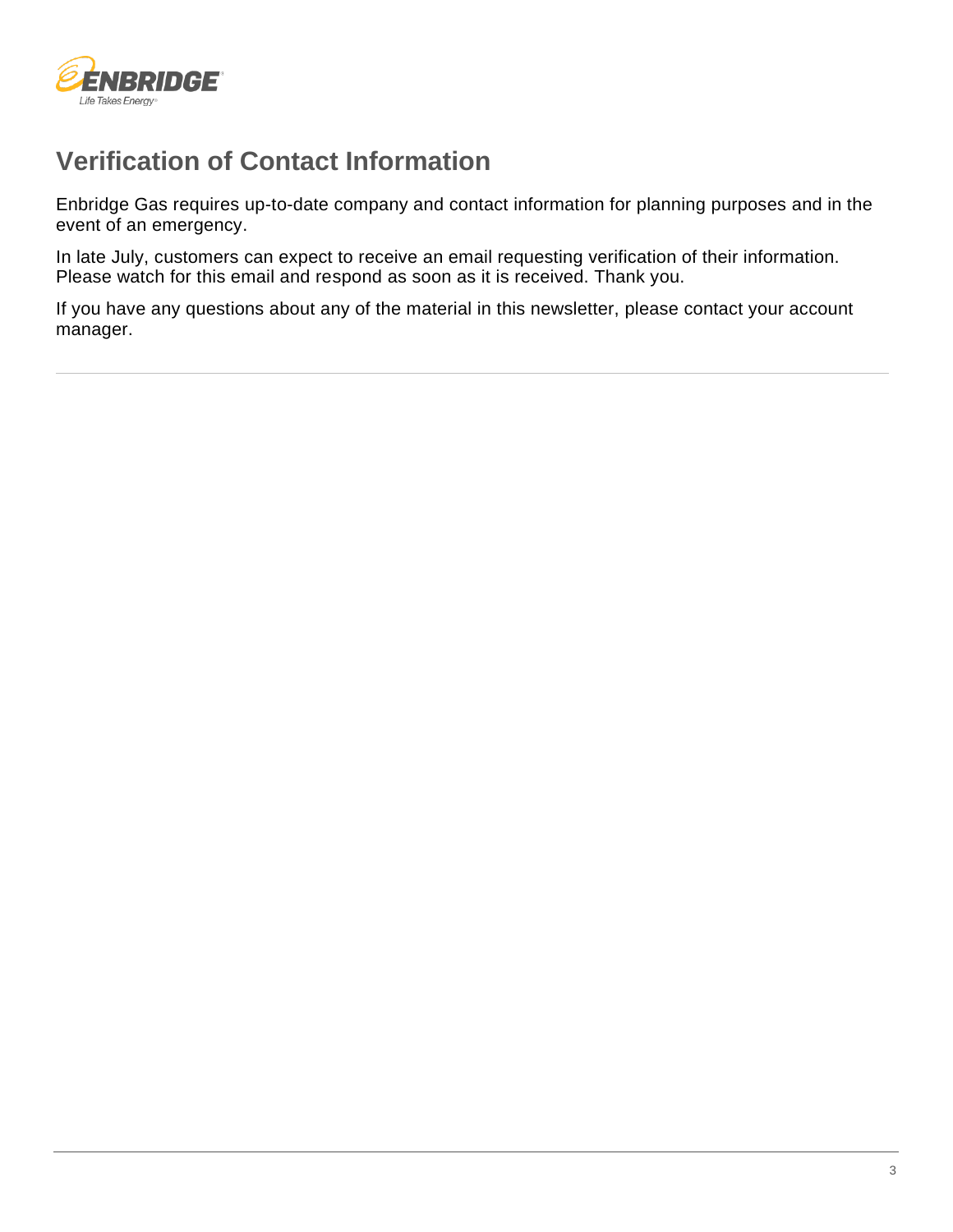## Verification of Contact Information

Enbridge Gas requires up-to-date company and contact information for planning purposes and in the event of an emergency.

In late July, customers can expect to receive an email requesting verification of their information. Please watch for this email and respond as soon as it is received. Thank you.

If you have any questions about any of the material in this newsletter, please contact your account manager.